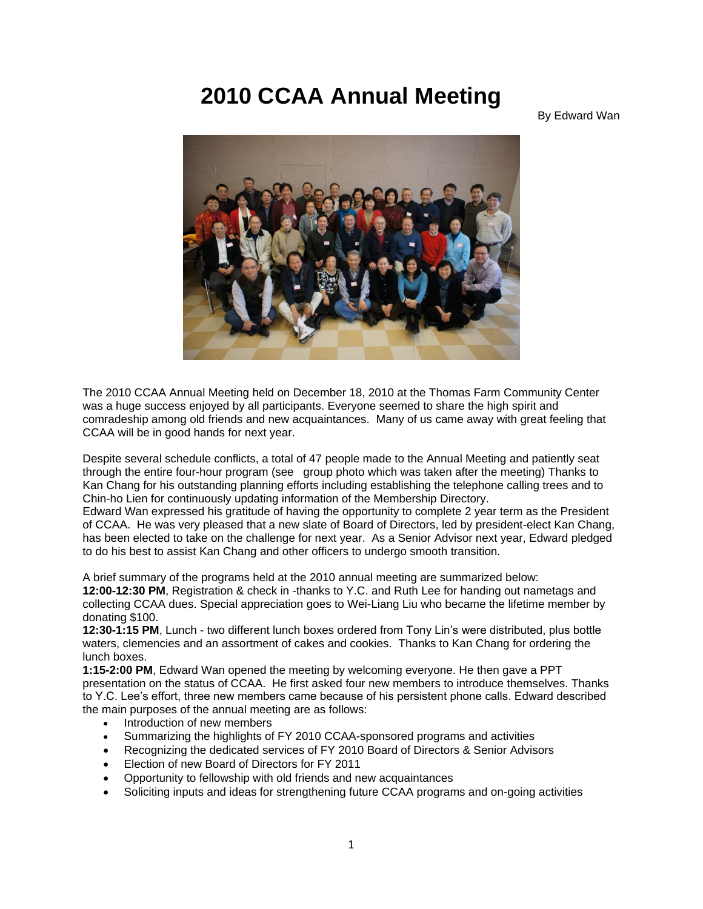# 2010 CCAA Annual Meeting

By Edward Wan

The 2010 CCAA Annual Meeting held on December 18, 2010 at the Thomas Farm Community Center was a huge success enjoyed by all participants. Everyone seemed to share the high spirit and comradeship among old friends and new acquaintances. Many of us came away with great feeling that CCAA will be in good hands for next year.

Despite several schedule conflicts, a total of 47 people made to the Annual Meeting and patiently seat through the entire four-hour program (see group photo which was taken after the meeting) Thanks to Kan Chang for his outstanding planning efforts including establishing the telephone calling trees and to Chin-ho Lien for continuously updating information of the Membership Directory.
Edward Wan expressed his gratitude of having the opportunity to complete 2 year term as the President of CCAA. He was very pleased that a new slate of Board of Directors, led by president-elect Kan Chang, has been elected to take on the challenge for next year. As a Senior Advisor next year, Edward pledged to do his best to assist Kan Chang and other officers to undergo smooth transition.

A brief summary of the programs held at the 2010 annual meeting are summarized below:
**12:00-12:30 PM**, Registration & check in -thanks to Y.C. and Ruth Lee for handing out nametags and collecting CCAA dues. Special appreciation goes to Wei-Liang Liu who became the lifetime member by donating $100.
**12:30-1:15 PM**, Lunch - two different lunch boxes ordered from Tony Lin's were distributed, plus bottle waters, clemencies and an assortment of cakes and cookies. Thanks to Kan Chang for ordering the lunch boxes.
**1:15-2:00 PM**, Edward Wan opened the meeting by welcoming everyone. He then gave a PPT presentation on the status of CCAA. He first asked four new members to introduce themselves. Thanks to Y.C. Lee's effort, three new members came because of his persistent phone calls. Edward described the main purposes of the annual meeting are as follows:

- Introduction of new members
- Summarizing the highlights of FY 2010 CCAA-sponsored programs and activities
- Recognizing the dedicated services of FY 2010 Board of Directors & Senior Advisors
- Election of new Board of Directors for FY 2011
- Opportunity to fellowship with old friends and new acquaintances
- Soliciting inputs and ideas for strengthening future CCAA programs and on-going activities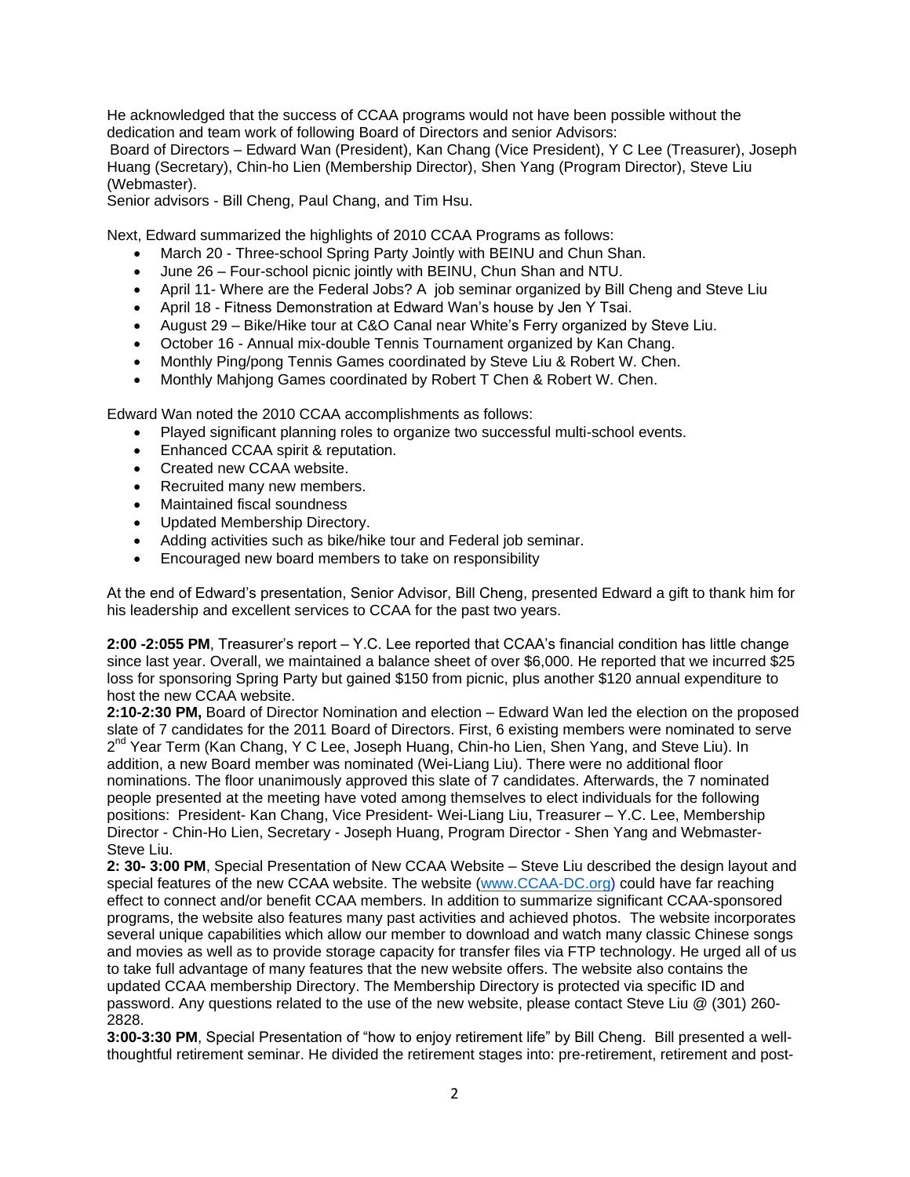He acknowledged that the success of CCAA programs would not have been possible without the dedication and team work of following Board of Directors and senior Advisors:
Board of Directors – Edward Wan (President), Kan Chang (Vice President), Y C Lee (Treasurer), Joseph Huang (Secretary), Chin-ho Lien (Membership Director), Shen Yang (Program Director), Steve Liu (Webmaster).
Senior advisors - Bill Cheng, Paul Chang, and Tim Hsu.

Next, Edward summarized the highlights of 2010 CCAA Programs as follows:

- March 20 - Three-school Spring Party Jointly with BEINU and Chun Shan.
- June 26 – Four-school picnic jointly with BEINU, Chun Shan and NTU.
- April 11- Where are the Federal Jobs? A job seminar organized by Bill Cheng and Steve Liu
- April 18 - Fitness Demonstration at Edward Wan's house by Jen Y Tsai.
- August 29 – Bike/Hike tour at C&O Canal near White's Ferry organized by Steve Liu.
- October 16 - Annual mix-double Tennis Tournament organized by Kan Chang.
- Monthly Ping/pong Tennis Games coordinated by Steve Liu & Robert W. Chen.
- Monthly Mahjong Games coordinated by Robert T Chen & Robert W. Chen.

Edward Wan noted the 2010 CCAA accomplishments as follows:

- Played significant planning roles to organize two successful multi-school events.
- Enhanced CCAA spirit & reputation.
- Created new CCAA website.
- Recruited many new members.
- Maintained fiscal soundness
- Updated Membership Directory.
- Adding activities such as bike/hike tour and Federal job seminar.
- Encouraged new board members to take on responsibility

At the end of Edward's presentation, Senior Advisor, Bill Cheng, presented Edward a gift to thank him for his leadership and excellent services to CCAA for the past two years.

**2:00 -2:055 PM**, Treasurer's report – Y.C. Lee reported that CCAA's financial condition has little change since last year. Overall, we maintained a balance sheet of over $6,000. He reported that we incurred $25 loss for sponsoring Spring Party but gained $150 from picnic, plus another $120 annual expenditure to host the new CCAA website.
**2:10-2:30 PM,** Board of Director Nomination and election – Edward Wan led the election on the proposed slate of 7 candidates for the 2011 Board of Directors. First, 6 existing members were nominated to serve 2nd Year Term (Kan Chang, Y C Lee, Joseph Huang, Chin-ho Lien, Shen Yang, and Steve Liu). In addition, a new Board member was nominated (Wei-Liang Liu). There were no additional floor nominations. The floor unanimously approved this slate of 7 candidates. Afterwards, the 7 nominated people presented at the meeting have voted among themselves to elect individuals for the following positions: President- Kan Chang, Vice President- Wei-Liang Liu, Treasurer – Y.C. Lee, Membership Director - Chin-Ho Lien, Secretary - Joseph Huang, Program Director - Shen Yang and Webmaster- Steve Liu.
**2: 30- 3:00 PM**, Special Presentation of New CCAA Website – Steve Liu described the design layout and special features of the new CCAA website. The website (www.CCAA-DC.org) could have far reaching effect to connect and/or benefit CCAA members. In addition to summarize significant CCAA-sponsored programs, the website also features many past activities and achieved photos. The website incorporates several unique capabilities which allow our member to download and watch many classic Chinese songs and movies as well as to provide storage capacity for transfer files via FTP technology. He urged all of us to take full advantage of many features that the new website offers. The website also contains the updated CCAA membership Directory. The Membership Directory is protected via specific ID and password. Any questions related to the use of the new website, please contact Steve Liu @ (301) 260-2828.
**3:00-3:30 PM**, Special Presentation of "how to enjoy retirement life" by Bill Cheng. Bill presented a well-thoughtful retirement seminar. He divided the retirement stages into: pre-retirement, retirement and post-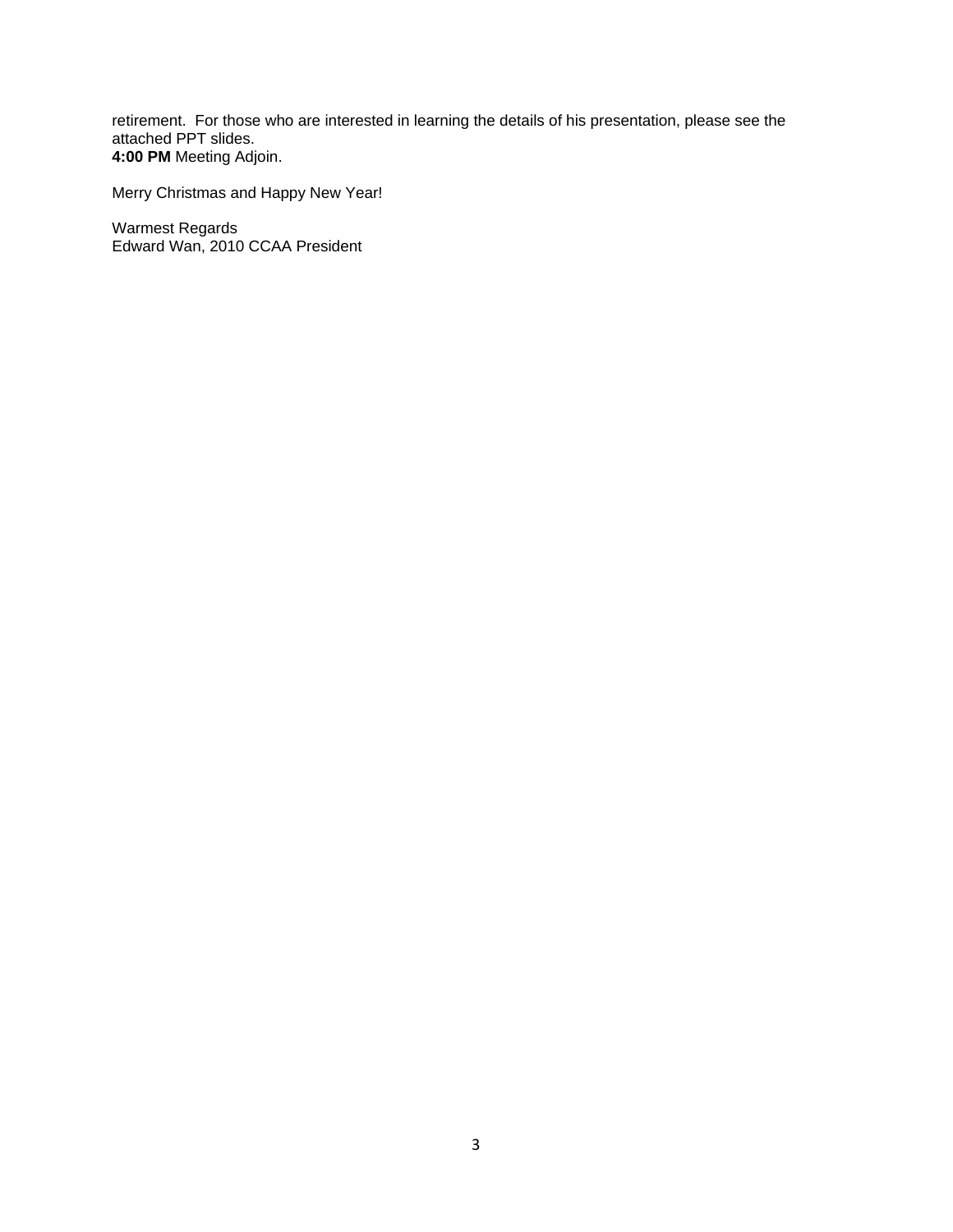retirement.  For those who are interested in learning the details of his presentation, please see the attached PPT slides.
**4:00 PM** Meeting Adjoin.

Merry Christmas and Happy New Year!

Warmest Regards
Edward Wan, 2010 CCAA President